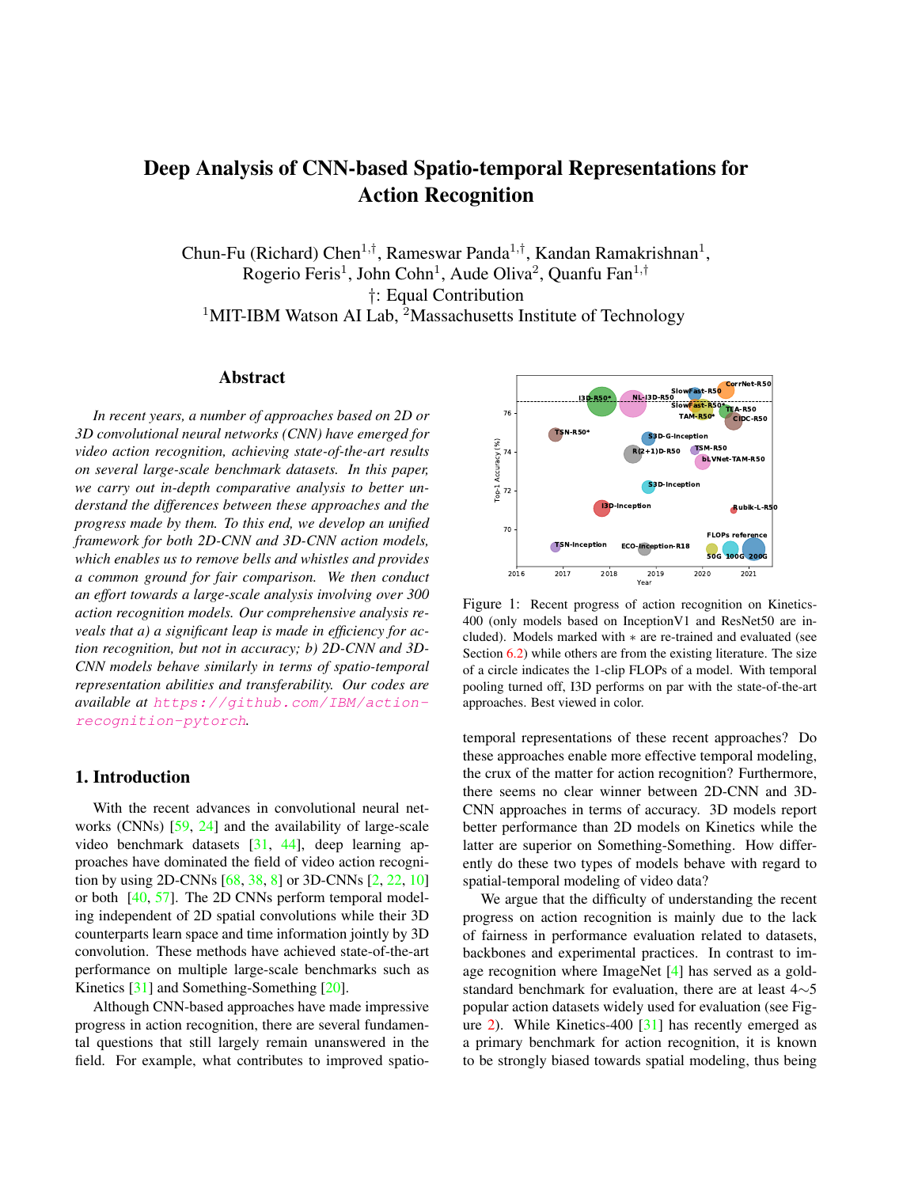# Deep Analysis of CNN-based Spatio-temporal Representations for Action Recognition

Chun-Fu (Richard) Chen[1,†], Rameswar Panda[1,†], Kandan Ramakrishnan[1], Rogerio Feris[1], John Cohn[1], Aude Oliva[2], Quanfu Fan[1,†]

†: Equal Contribution

[1]MIT-IBM Watson AI Lab, [2]Massachusetts Institute of Technology

## Abstract

*In recent years, a number of approaches based on 2D or 3D convolutional neural networks (CNN) have emerged for video action recognition, achieving state-of-the-art results on several large-scale benchmark datasets. In this paper, we carry out in-depth comparative analysis to better understand the differences between these approaches and the progress made by them. To this end, we develop an unified framework for both 2D-CNN and 3D-CNN action models, which enables us to remove bells and whistles and provides a common ground for fair comparison. We then conduct an effort towards a large-scale analysis involving over 300 action recognition models. Our comprehensive analysis reveals that a) a significant leap is made in efficiency for action recognition, but not in accuracy; b) 2D-CNN and 3D-CNN models behave similarly in terms of spatio-temporal representation abilities and transferability. Our codes are available at https://github.com/IBM/action-recognition-pytorch.*

## 1. Introduction

With the recent advances in convolutional neural networks (CNNs) [59, 24] and the availability of large-scale video benchmark datasets [31, 44], deep learning approaches have dominated the field of video action recognition by using 2D-CNNs [68, 38, 8] or 3D-CNNs [2, 22, 10] or both [40, 57]. The 2D CNNs perform temporal modeling independent of 2D spatial convolutions while their 3D counterparts learn space and time information jointly by 3D convolution. These methods have achieved state-of-the-art performance on multiple large-scale benchmarks such as Kinetics [31] and Something-Something [20].

Although CNN-based approaches have made impressive progress in action recognition, there are several fundamental questions that still largely remain unanswered in the field. For example, what contributes to improved spatio-temporal representations of these recent approaches? Do these approaches enable more effective temporal modeling, the crux of the matter for action recognition? Furthermore, there seems no clear winner between 2D-CNN and 3D-CNN approaches in terms of accuracy. 3D models report better performance than 2D models on Kinetics while the latter are superior on Something-Something. How differently do these two types of models behave with regard to spatial-temporal modeling of video data?

Figure 1: Recent progress of action recognition on Kinetics-400 (only models based on InceptionV1 and ResNet50 are included). Models marked with $*$ are re-trained and evaluated (see Section 6.2) while others are from the existing literature. The size of a circle indicates the 1-clip FLOPs of a model. With temporal pooling turned off, I3D performs on par with the state-of-the-art approaches. Best viewed in color.

We argue that the difficulty of understanding the recent progress on action recognition is mainly due to the lack of fairness in performance evaluation related to datasets, backbones and experimental practices. In contrast to image recognition where ImageNet [4] has served as a gold-standard benchmark for evaluation, there are at least 4∼5 popular action datasets widely used for evaluation (see Figure 2). While Kinetics-400 [31] has recently emerged as a primary benchmark for action recognition, it is known to be strongly biased towards spatial modeling, thus being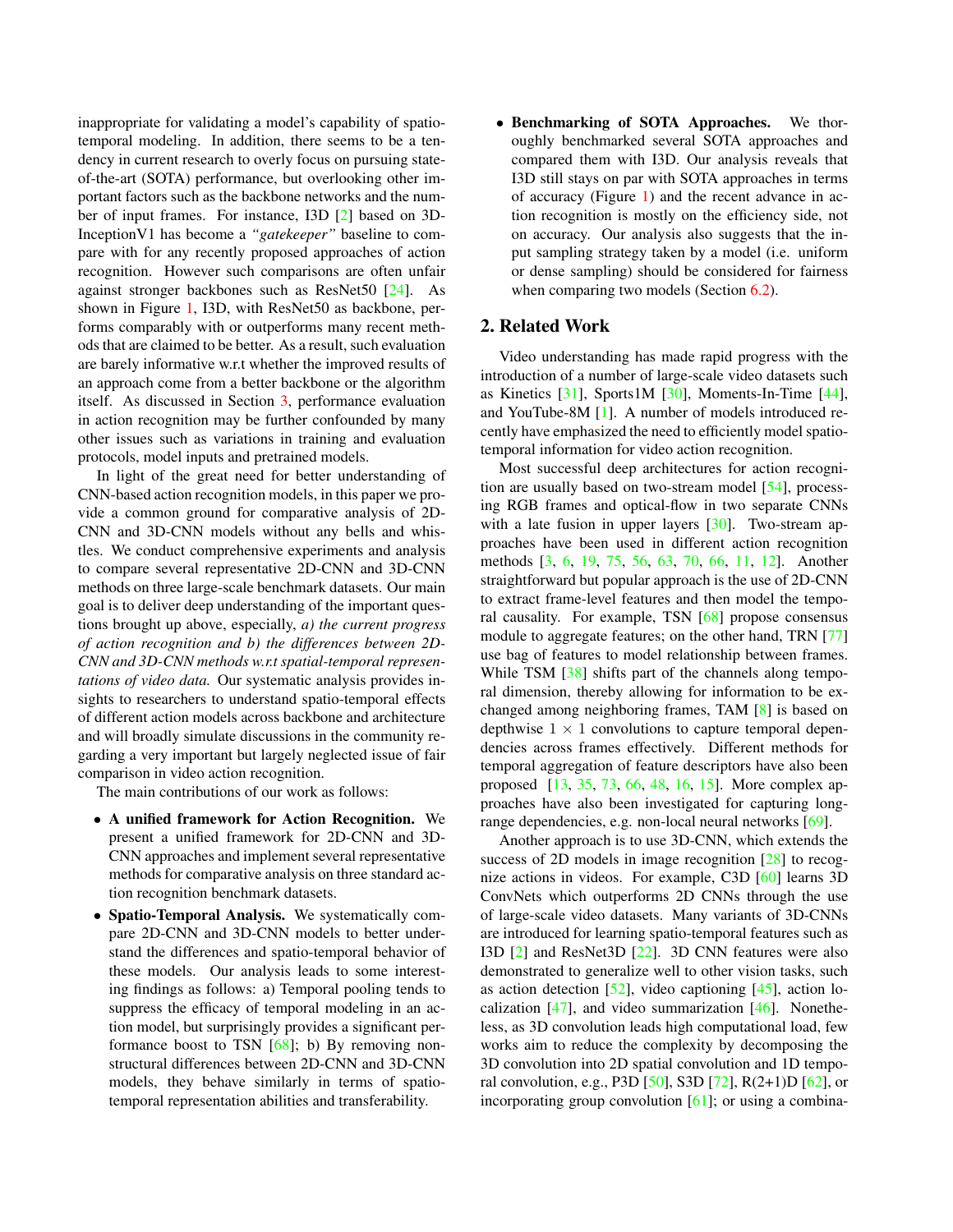inappropriate for validating a model's capability of spatio-temporal modeling. In addition, there seems to be a tendency in current research to overly focus on pursuing state-of-the-art (SOTA) performance, but overlooking other important factors such as the backbone networks and the number of input frames. For instance, I3D [2] based on 3D-InceptionV1 has become a *"gatekeeper"* baseline to compare with for any recently proposed approaches of action recognition. However such comparisons are often unfair against stronger backbones such as ResNet50 [24]. As shown in Figure 1, I3D, with ResNet50 as backbone, performs comparably with or outperforms many recent methods that are claimed to be better. As a result, such evaluation are barely informative w.r.t whether the improved results of an approach come from a better backbone or the algorithm itself. As discussed in Section 3, performance evaluation in action recognition may be further confounded by many other issues such as variations in training and evaluation protocols, model inputs and pretrained models.

In light of the great need for better understanding of CNN-based action recognition models, in this paper we provide a common ground for comparative analysis of 2D-CNN and 3D-CNN models without any bells and whistles. We conduct comprehensive experiments and analysis to compare several representative 2D-CNN and 3D-CNN methods on three large-scale benchmark datasets. Our main goal is to deliver deep understanding of the important questions brought up above, especially, *a) the current progress of action recognition and b) the differences between 2D-CNN and 3D-CNN methods w.r.t spatial-temporal representations of video data.* Our systematic analysis provides insights to researchers to understand spatio-temporal effects of different action models across backbone and architecture and will broadly simulate discussions in the community regarding a very important but largely neglected issue of fair comparison in video action recognition.

The main contributions of our work as follows:

- **A unified framework for Action Recognition.** We present a unified framework for 2D-CNN and 3D-CNN approaches and implement several representative methods for comparative analysis on three standard action recognition benchmark datasets.
- **Spatio-Temporal Analysis.** We systematically compare 2D-CNN and 3D-CNN models to better understand the differences and spatio-temporal behavior of these models. Our analysis leads to some interesting findings as follows: a) Temporal pooling tends to suppress the efficacy of temporal modeling in an action model, but surprisingly provides a significant performance boost to TSN [68]; b) By removing non-structural differences between 2D-CNN and 3D-CNN models, they behave similarly in terms of spatio-temporal representation abilities and transferability.
- **Benchmarking of SOTA Approaches.** We thoroughly benchmarked several SOTA approaches and compared them with I3D. Our analysis reveals that I3D still stays on par with SOTA approaches in terms of accuracy (Figure 1) and the recent advance in action recognition is mostly on the efficiency side, not on accuracy. Our analysis also suggests that the input sampling strategy taken by a model (i.e. uniform or dense sampling) should be considered for fairness when comparing two models (Section 6.2).

## 2. Related Work

Video understanding has made rapid progress with the introduction of a number of large-scale video datasets such as Kinetics [31], Sports1M [30], Moments-In-Time [44], and YouTube-8M [1]. A number of models introduced recently have emphasized the need to efficiently model spatio-temporal information for video action recognition.

Most successful deep architectures for action recognition are usually based on two-stream model [54], processing RGB frames and optical-flow in two separate CNNs with a late fusion in upper layers [30]. Two-stream approaches have been used in different action recognition methods [3, 6, 19, 75, 56, 63, 70, 66, 11, 12]. Another straightforward but popular approach is the use of 2D-CNN to extract frame-level features and then model the temporal causality. For example, TSN [68] propose consensus module to aggregate features; on the other hand, TRN [77] use bag of features to model relationship between frames. While TSM [38] shifts part of the channels along temporal dimension, thereby allowing for information to be exchanged among neighboring frames, TAM [8] is based on depthwise $1 \times 1$ convolutions to capture temporal dependencies across frames effectively. Different methods for temporal aggregation of feature descriptors have also been proposed [13, 35, 73, 66, 48, 16, 15]. More complex approaches have also been investigated for capturing long-range dependencies, e.g. non-local neural networks [69].

Another approach is to use 3D-CNN, which extends the success of 2D models in image recognition [28] to recognize actions in videos. For example, C3D [60] learns 3D ConvNets which outperforms 2D CNNs through the use of large-scale video datasets. Many variants of 3D-CNNs are introduced for learning spatio-temporal features such as I3D [2] and ResNet3D [22]. 3D CNN features were also demonstrated to generalize well to other vision tasks, such as action detection [52], video captioning [45], action localization [47], and video summarization [46]. Nonetheless, as 3D convolution leads high computational load, few works aim to reduce the complexity by decomposing the 3D convolution into 2D spatial convolution and 1D temporal convolution, e.g., P3D [50], S3D [72], R(2+1)D [62], or incorporating group convolution [61]; or using a combina-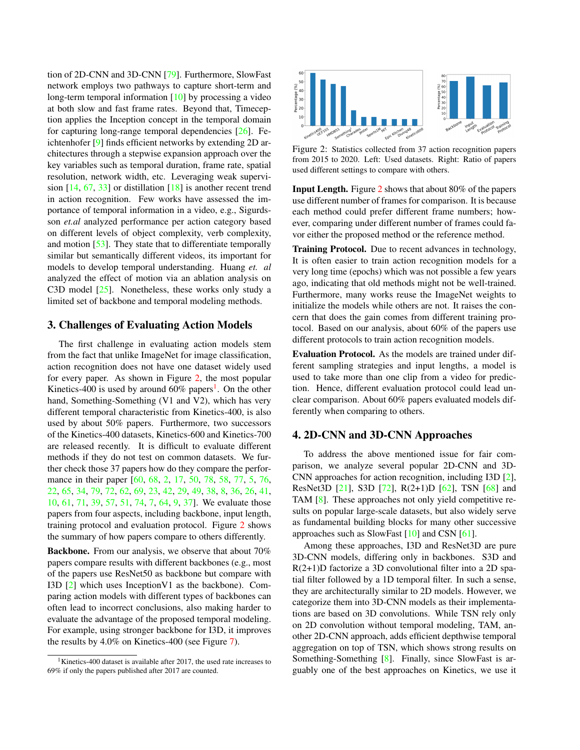tion of 2D-CNN and 3D-CNN [79]. Furthermore, SlowFast network employs two pathways to capture short-term and long-term temporal information [10] by processing a video at both slow and fast frame rates. Beyond that, Timeception applies the Inception concept in the temporal domain for capturing long-range temporal dependencies [26]. Feichtenhofer [9] finds efficient networks by extending 2D architectures through a stepwise expansion approach over the key variables such as temporal duration, frame rate, spatial resolution, network width, etc. Leveraging weak supervision [14, 67, 33] or distillation [18] is another recent trend in action recognition. Few works have assessed the importance of temporal information in a video, e.g., Sigurdsson *et.al* analyzed performance per action category based on different levels of object complexity, verb complexity, and motion [53]. They state that to differentiate temporally similar but semantically different videos, its important for models to develop temporal understanding. Huang *et. al* analyzed the effect of motion via an ablation analysis on C3D model [25]. Nonetheless, these works only study a limited set of backbone and temporal modeling methods.

## 3. Challenges of Evaluating Action Models

The first challenge in evaluating action models stem from the fact that unlike ImageNet for image classification, action recognition does not have one dataset widely used for every paper. As shown in Figure 2, the most popular Kinetics-400 is used by around 60% papers[1]. On the other hand, Something-Something (V1 and V2), which has very different temporal characteristic from Kinetics-400, is also used by about 50% papers. Furthermore, two successors of the Kinetics-400 datasets, Kinetics-600 and Kinetics-700 are released recently. It is difficult to evaluate different methods if they do not test on common datasets. We further check those 37 papers how do they compare the performance in their paper [60, 68, 2, 17, 50, 78, 58, 77, 5, 76, 22, 65, 34, 79, 72, 62, 69, 23, 42, 29, 49, 38, 8, 36, 26, 41, 10, 61, 71, 39, 57, 51, 74, 7, 64, 9, 37]. We evaluate those papers from four aspects, including backbone, input length, training protocol and evaluation protocol. Figure 2 shows the summary of how papers compare to others differently.

**Backbone.** From our analysis, we observe that about 70% papers compare results with different backbones (e.g., most of the papers use ResNet50 as backbone but compare with I3D [2] which uses InceptionV1 as the backbone). Comparing action models with different types of backbones can often lead to incorrect conclusions, also making harder to evaluate the advantage of the proposed temporal modeling. For example, using stronger backbone for I3D, it improves the results by 4.0% on Kinetics-400 (see Figure 7).

[1] Kinetics-400 dataset is available after 2017, the used rate increases to 69% if only the papers published after 2017 are counted.

Figure 2: Statistics collected from 37 action recognition papers from 2015 to 2020. Left: Used datasets. Right: Ratio of papers used different settings to compare with others.

**Input Length.** Figure 2 shows that about 80% of the papers use different number of frames for comparison. It is because each method could prefer different frame numbers; however, comparing under different number of frames could favor either the proposed method or the reference method.

**Training Protocol.** Due to recent advances in technology, It is often easier to train action recognition models for a very long time (epochs) which was not possible a few years ago, indicating that old methods might not be well-trained. Furthermore, many works reuse the ImageNet weights to initialize the models while others are not. It raises the concern that does the gain comes from different training protocol. Based on our analysis, about 60% of the papers use different protocols to train action recognition models.

**Evaluation Protocol.** As the models are trained under different sampling strategies and input lengths, a model is used to take more than one clip from a video for prediction. Hence, different evaluation protocol could lead unclear comparison. About 60% papers evaluated models differently when comparing to others.

## 4. 2D-CNN and 3D-CNN Approaches

To address the above mentioned issue for fair comparison, we analyze several popular 2D-CNN and 3D-CNN approaches for action recognition, including I3D [2], ResNet3D [21], S3D [72], R(2+1)D [62], TSN [68] and TAM [8]. These approaches not only yield competitive results on popular large-scale datasets, but also widely serve as fundamental building blocks for many other successive approaches such as SlowFast [10] and CSN [61].

Among these approaches, I3D and ResNet3D are pure 3D-CNN models, differing only in backbones. S3D and R(2+1)D factorize a 3D convolutional filter into a 2D spatial filter followed by a 1D temporal filter. In such a sense, they are architecturally similar to 2D models. However, we categorize them into 3D-CNN models as their implementations are based on 3D convolutions. While TSN rely only on 2D convolution without temporal modeling, TAM, another 2D-CNN approach, adds efficient depthwise temporal aggregation on top of TSN, which shows strong results on Something-Something [8]. Finally, since SlowFast is arguably one of the best approaches on Kinetics, we use it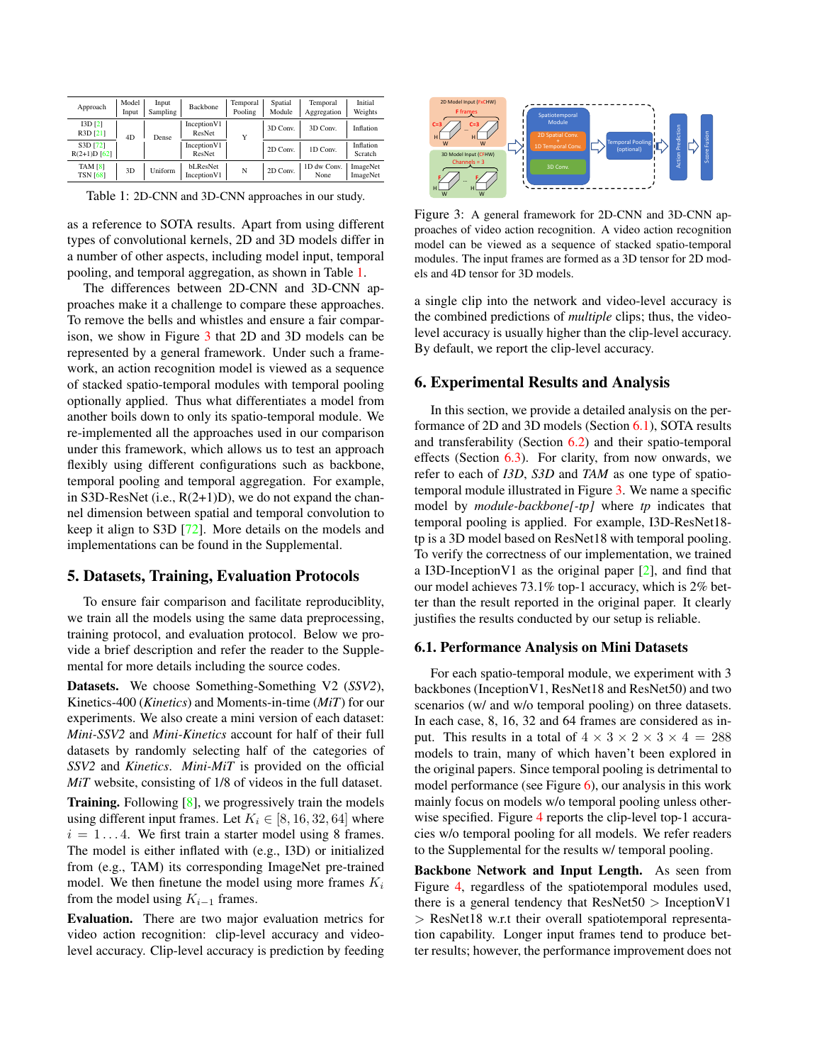| Approach | Model Input | Input Sampling | Backbone | Temporal Pooling | Spatial Module | Temporal Aggregation | Initial Weights |
|---|---|---|---|---|---|---|---|
| I3D [2]<br>R3D [21] | 4D | Dense | InceptionV1<br>ResNet | Y | 3D Conv. | 3D Conv. | Inflation |
| S3D [72]<br>R(2+1)D [62] | | | InceptionV1<br>ResNet | | 2D Conv. | 1D Conv. | Inflation<br>Scratch |
| TAM [8]<br>TSN [68] | 3D | Uniform | bLResNet<br>InceptionV1 | N | 2D Conv. | 1D dw Conv.<br>None | ImageNet<br>ImageNet |

Table 1: 2D-CNN and 3D-CNN approaches in our study.

as a reference to SOTA results. Apart from using different types of convolutional kernels, 2D and 3D models differ in a number of other aspects, including model input, temporal pooling, and temporal aggregation, as shown in Table 1.

The differences between 2D-CNN and 3D-CNN approaches make it a challenge to compare these approaches. To remove the bells and whistles and ensure a fair comparison, we show in Figure 3 that 2D and 3D models can be represented by a general framework. Under such a framework, an action recognition model is viewed as a sequence of stacked spatio-temporal modules with temporal pooling optionally applied. Thus what differentiates a model from another boils down to only its spatio-temporal module. We re-implemented all the approaches used in our comparison under this framework, which allows us to test an approach flexibly using different configurations such as backbone, temporal pooling and temporal aggregation. For example, in S3D-ResNet (i.e., R(2+1)D), we do not expand the channel dimension between spatial and temporal convolution to keep it align to S3D [72]. More details on the models and implementations can be found in the Supplemental.

Figure 3: A general framework for 2D-CNN and 3D-CNN approaches of video action recognition. A video action recognition model can be viewed as a sequence of stacked spatio-temporal modules. The input frames are formed as a 3D tensor for 2D models and 4D tensor for 3D models.

## 5. Datasets, Training, Evaluation Protocols

To ensure fair comparison and facilitate reproduciblity, we train all the models using the same data preprocessing, training protocol, and evaluation protocol. Below we provide a brief description and refer the reader to the Supplemental for more details including the source codes.

**Datasets.** We choose Something-Something V2 (*SSV2*), Kinetics-400 (*Kinetics*) and Moments-in-time (*MiT*) for our experiments. We also create a mini version of each dataset: *Mini-SSV2* and *Mini-Kinetics* account for half of their full datasets by randomly selecting half of the categories of *SSV2* and *Kinetics*. *Mini-MiT* is provided on the official *MiT* website, consisting of 1/8 of videos in the full dataset.

**Training.** Following [8], we progressively train the models using different input frames. Let $K_i \in [8, 16, 32, 64]$ where $i = 1 \dots 4$. We first train a starter model using 8 frames. The model is either inflated with (e.g., I3D) or initialized from (e.g., TAM) its corresponding ImageNet pre-trained model. We then finetune the model using more frames $K_i$ from the model using $K_{i-1}$ frames.

**Evaluation.** There are two major evaluation metrics for video action recognition: clip-level accuracy and video-level accuracy. Clip-level accuracy is prediction by feeding a single clip into the network and video-level accuracy is the combined predictions of *multiple* clips; thus, the video-level accuracy is usually higher than the clip-level accuracy. By default, we report the clip-level accuracy.

## 6. Experimental Results and Analysis

In this section, we provide a detailed analysis on the performance of 2D and 3D models (Section 6.1), SOTA results and transferability (Section 6.2) and their spatio-temporal effects (Section 6.3). For clarity, from now onwards, we refer to each of *I3D*, *S3D* and *TAM* as one type of spatio-temporal module illustrated in Figure 3. We name a specific model by *module-backbone[-tp]* where *tp* indicates that temporal pooling is applied. For example, I3D-ResNet18-tp is a 3D model based on ResNet18 with temporal pooling. To verify the correctness of our implementation, we trained a I3D-InceptionV1 as the original paper [2], and find that our model achieves 73.1% top-1 accuracy, which is 2% better than the result reported in the original paper. It clearly justifies the results conducted by our setup is reliable.

### 6.1. Performance Analysis on Mini Datasets

For each spatio-temporal module, we experiment with 3 backbones (InceptionV1, ResNet18 and ResNet50) and two scenarios (w/ and w/o temporal pooling) on three datasets. In each case, 8, 16, 32 and 64 frames are considered as input. This results in a total of $4 \times 3 \times 2 \times 3 \times 4 = 288$ models to train, many of which haven't been explored in the original papers. Since temporal pooling is detrimental to model performance (see Figure 6), our analysis in this work mainly focus on models w/o temporal pooling unless otherwise specified. Figure 4 reports the clip-level top-1 accuracies w/o temporal pooling for all models. We refer readers to the Supplemental for the results w/ temporal pooling.

**Backbone Network and Input Length.** As seen from Figure 4, regardless of the spatiotemporal modules used, there is a general tendency that ResNet50 > InceptionV1 > ResNet18 w.r.t their overall spatiotemporal representation capability. Longer input frames tend to produce better results; however, the performance improvement does not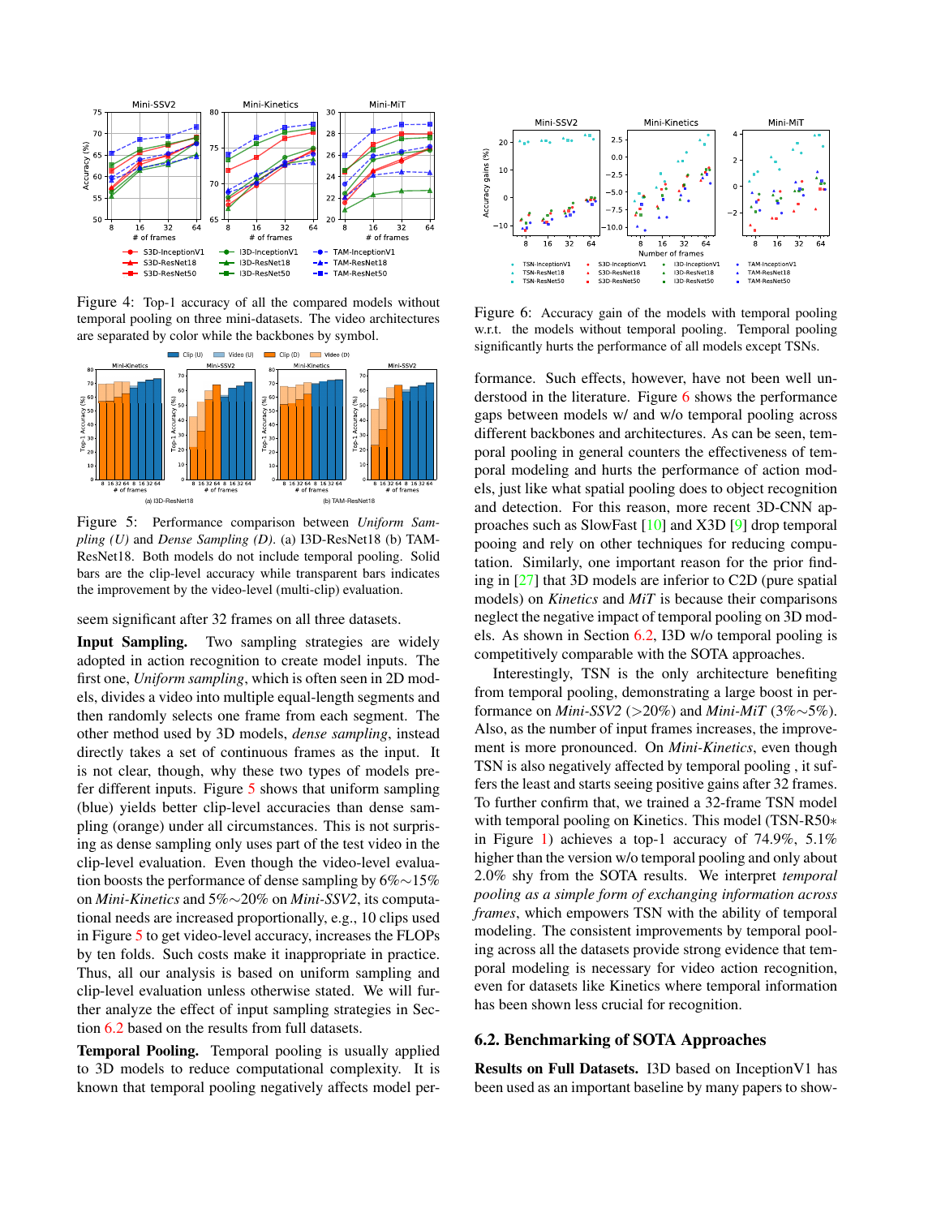Figure 4: Top-1 accuracy of all the compared models without temporal pooling on three mini-datasets. The video architectures are separated by color while the backbones by symbol.

Figure 5: Performance comparison between *Uniform Sampling (U)* and *Dense Sampling (D)*. (a) I3D-ResNet18 (b) TAM-ResNet18. Both models do not include temporal pooling. Solid bars are the clip-level accuracy while transparent bars indicates the improvement by the video-level (multi-clip) evaluation.

seem significant after 32 frames on all three datasets.

**Input Sampling.** Two sampling strategies are widely adopted in action recognition to create model inputs. The first one, *Uniform sampling*, which is often seen in 2D models, divides a video into multiple equal-length segments and then randomly selects one frame from each segment. The other method used by 3D models, *dense sampling*, instead directly takes a set of continuous frames as the input. It is not clear, though, why these two types of models prefer different inputs. Figure 5 shows that uniform sampling (blue) yields better clip-level accuracies than dense sampling (orange) under all circumstances. This is not surprising as dense sampling only uses part of the test video in the clip-level evaluation. Even though the video-level evaluation boosts the performance of dense sampling by 6%∼15% on *Mini-Kinetics* and 5%∼20% on *Mini-SSV2*, its computational needs are increased proportionally, e.g., 10 clips used in Figure 5 to get video-level accuracy, increases the FLOPs by ten folds. Such costs make it inappropriate in practice. Thus, all our analysis is based on uniform sampling and clip-level evaluation unless otherwise stated. We will further analyze the effect of input sampling strategies in Section 6.2 based on the results from full datasets.

**Temporal Pooling.** Temporal pooling is usually applied to 3D models to reduce computational complexity. It is known that temporal pooling negatively affects model performance. Such effects, however, have not been well understood in the literature. Figure 6 shows the performance gaps between models w/ and w/o temporal pooling across different backbones and architectures. As can be seen, temporal pooling in general counters the effectiveness of temporal modeling and hurts the performance of action models, just like what spatial pooling does to object recognition and detection. For this reason, more recent 3D-CNN approaches such as SlowFast [10] and X3D [9] drop temporal pooing and rely on other techniques for reducing computation. Similarly, one important reason for the prior finding in [27] that 3D models are inferior to C2D (pure spatial models) on *Kinetics* and *MiT* is because their comparisons neglect the negative impact of temporal pooling on 3D models. As shown in Section 6.2, I3D w/o temporal pooling is competitively comparable with the SOTA approaches.

Figure 6: Accuracy gain of the models with temporal pooling w.r.t. the models without temporal pooling. Temporal pooling significantly hurts the performance of all models except TSNs.

Interestingly, TSN is the only architecture benefiting from temporal pooling, demonstrating a large boost in performance on *Mini-SSV2* (>20%) and *Mini-MiT* (3%∼5%). Also, as the number of input frames increases, the improvement is more pronounced. On *Mini-Kinetics*, even though TSN is also negatively affected by temporal pooling , it suffers the least and starts seeing positive gains after 32 frames. To further confirm that, we trained a 32-frame TSN model with temporal pooling on Kinetics. This model (TSN-R50∗ in Figure 1) achieves a top-1 accuracy of 74.9%, 5.1% higher than the version w/o temporal pooling and only about 2.0% shy from the SOTA results. We interpret *temporal pooling as a simple form of exchanging information across frames*, which empowers TSN with the ability of temporal modeling. The consistent improvements by temporal pooling across all the datasets provide strong evidence that temporal modeling is necessary for video action recognition, even for datasets like Kinetics where temporal information has been shown less crucial for recognition.

### 6.2. Benchmarking of SOTA Approaches

**Results on Full Datasets.** I3D based on InceptionV1 has been used as an important baseline by many papers to show-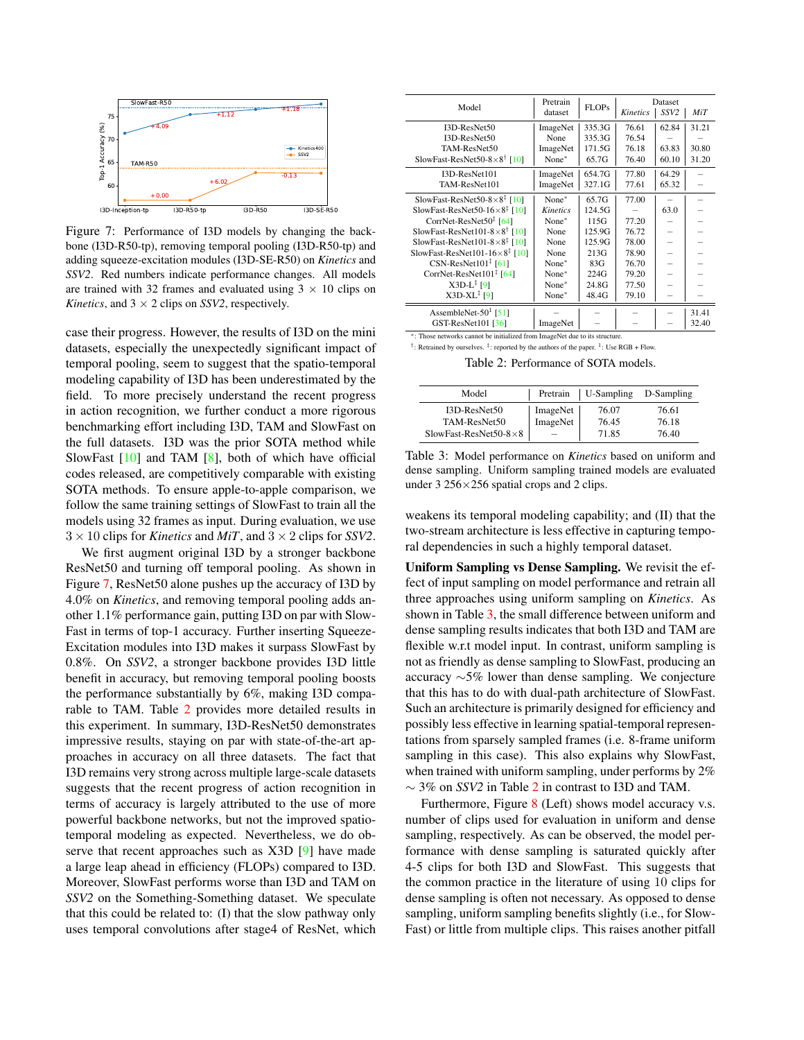Figure 7: Performance of I3D models by changing the backbone (I3D-R50-tp), removing temporal pooling (I3D-R50-tp) and adding squeeze-excitation modules (I3D-SE-R50) on *Kinetics* and *SSV2*. Red numbers indicate performance changes. All models are trained with 32 frames and evaluated using 3 × 10 clips on *Kinetics*, and 3 × 2 clips on *SSV2*, respectively.

case their progress. However, the results of I3D on the mini datasets, especially the unexpectedly significant impact of temporal pooling, seem to suggest that the spatio-temporal modeling capability of I3D has been underestimated by the field. To more precisely understand the recent progress in action recognition, we further conduct a more rigorous benchmarking effort including I3D, TAM and SlowFast on the full datasets. I3D was the prior SOTA method while SlowFast [10] and TAM [8], both of which have official codes released, are competitively comparable with existing SOTA methods. To ensure apple-to-apple comparison, we follow the same training settings of SlowFast to train all the models using 32 frames as input. During evaluation, we use $3 \times 10$ clips for *Kinetics* and *MiT*, and $3 \times 2$ clips for *SSV2*.

We first augment original I3D by a stronger backbone ResNet50 and turning off temporal pooling. As shown in Figure 7, ResNet50 alone pushes up the accuracy of I3D by 4.0% on *Kinetics*, and removing temporal pooling adds another 1.1% performance gain, putting I3D on par with SlowFast in terms of top-1 accuracy. Further inserting Squeeze-Excitation modules into I3D makes it surpass SlowFast by 0.8%. On *SSV2*, a stronger backbone provides I3D little benefit in accuracy, but removing temporal pooling boosts the performance substantially by 6%, making I3D comparable to TAM. Table 2 provides more detailed results in this experiment. In summary, I3D-ResNet50 demonstrates impressive results, staying on par with state-of-the-art approaches in accuracy on all three datasets. The fact that I3D remains very strong across multiple large-scale datasets suggests that the recent progress of action recognition in terms of accuracy is largely attributed to the use of more powerful backbone networks, but not the improved spatio-temporal modeling as expected. Nevertheless, we do observe that recent approaches such as X3D [9] have made a large leap ahead in efficiency (FLOPs) compared to I3D. Moreover, SlowFast performs worse than I3D and TAM on *SSV2* on the Something-Something dataset. We speculate that this could be related to: (I) that the slow pathway only uses temporal convolutions after stage4 of ResNet, which weakens its temporal modeling capability; and (II) that the two-stream architecture is less effective in capturing temporal dependencies in such a highly temporal dataset.

| Model | Pretrain dataset | FLOPs | Dataset *Kinetics* | *SSV2* | *MiT* |
|---|---|---|---|---|---|
| I3D-ResNet50 | ImageNet | 335.3G | 76.61 | 62.84 | 31.21 |
| I3D-ResNet50 | None | 335.3G | 76.54 | – | – |
| TAM-ResNet50 | ImageNet | 171.5G | 76.18 | 63.83 | 30.80 |
| SlowFast-ResNet50-8×8† [10] | None* | 65.7G | 76.40 | 60.10 | 31.20 |
| I3D-ResNet101 | ImageNet | 654.7G | 77.80 | 64.29 | – |
| TAM-ResNet101 | ImageNet | 327.1G | 77.61 | 65.32 | – |
| SlowFast-ResNet50-8×8‡ [10] | None* | 65.7G | 77.00 | – | – |
| SlowFast-ResNet50-16×8‡ [10] | *Kinetics* | 124.5G | – | 63.0 | – |
| CorrNet-ResNet50‡ [64] | None* | 115G | 77.20 | – | – |
| SlowFast-ResNet101-8×8† [10] | None | 125.9G | 76.72 | – | – |
| SlowFast-ResNet101-8×8‡ [10] | None | 125.9G | 78.00 | – | – |
| SlowFast-ResNet101-16×8‡ [10] | None | 213G | 78.90 | – | – |
| CSN-ResNet101‡ [61] | None* | 83G | 76.70 | – | – |
| CorrNet-ResNet101‡ [64] | None* | 224G | 79.20 | – | – |
| X3D-L‡ [9] | None* | 24.8G | 77.50 | – | – |
| X3D-XL‡ [9] | None* | 48.4G | 79.10 | – | – |
| AssembleNet-50¹ [51] | – | – | – | – | 31.41 |
| GST-ResNet101 [36] | ImageNet | – | – | – | 32.40 |

*: Those networks cannot be initialized from ImageNet due to its structure.
†: Retrained by ourselves. ‡: reported by the authors of the paper. ¹: Use RGB + Flow.

Table 2: Performance of SOTA models.

| Model | Pretrain | U-Sampling | D-Sampling |
|---|---|---|---|
| I3D-ResNet50 | ImageNet | 76.07 | 76.61 |
| TAM-ResNet50 | ImageNet | 76.45 | 76.18 |
| SlowFast-ResNet50-8×8 | – | 71.85 | 76.40 |

Table 3: Model performance on *Kinetics* based on uniform and dense sampling. Uniform sampling trained models are evaluated under 3 256×256 spatial crops and 2 clips.

**Uniform Sampling vs Dense Sampling.** We revisit the effect of input sampling on model performance and retrain all three approaches using uniform sampling on *Kinetics*. As shown in Table 3, the small difference between uniform and dense sampling results indicates that both I3D and TAM are flexible w.r.t model input. In contrast, uniform sampling is not as friendly as dense sampling to SlowFast, producing an accuracy ∼5% lower than dense sampling. We conjecture that this has to do with dual-path architecture of SlowFast. Such an architecture is primarily designed for efficiency and possibly less effective in learning spatial-temporal representations from sparsely sampled frames (i.e. 8-frame uniform sampling in this case). This also explains why SlowFast, when trained with uniform sampling, under performs by 2% ∼ 3% on *SSV2* in Table 2 in contrast to I3D and TAM.

Furthermore, Figure 8 (Left) shows model accuracy v.s. number of clips used for evaluation in uniform and dense sampling, respectively. As can be observed, the model performance with dense sampling is saturated quickly after 4-5 clips for both I3D and SlowFast. This suggests that the common practice in the literature of using 10 clips for dense sampling is often not necessary. As opposed to dense sampling, uniform sampling benefits slightly (i.e., for SlowFast) or little from multiple clips. This raises another pitfall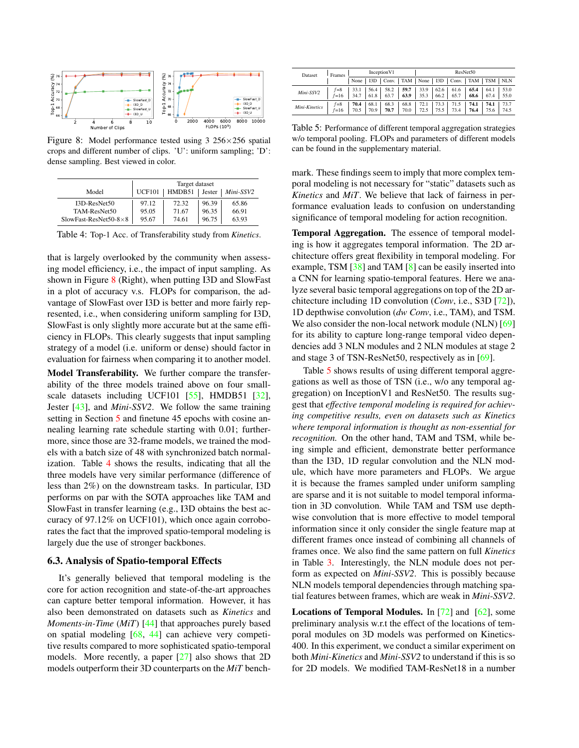Figure 8: Model performance tested using 3 256×256 spatial crops and different number of clips. 'U': uniform sampling; 'D': dense sampling. Best viewed in color.

| Model | Target dataset | | | |
|---|---|---|---|---|
| | UCF101 | HMDB51 | Jester | *Mini-SSV2* |
| I3D-ResNet50 | 97.12 | 72.32 | 96.39 | 65.86 |
| TAM-ResNet50 | 95.05 | 71.67 | 96.35 | 66.91 |
| SlowFast-ResNet50-8×8 | 95.67 | 74.61 | 96.75 | 63.93 |

Table 4: Top-1 Acc. of Transferability study from *Kinetics*.

that is largely overlooked by the community when assessing model efficiency, i.e., the impact of input sampling. As shown in Figure 8 (Right), when putting I3D and SlowFast in a plot of accuracy v.s. FLOPs for comparison, the advantage of SlowFast over I3D is better and more fairly represented, i.e., when considering uniform sampling for I3D, SlowFast is only slightly more accurate but at the same efficiency in FLOPs. This clearly suggests that input sampling strategy of a model (i.e. uniform or dense) should factor in evaluation for fairness when comparing it to another model.

**Model Transferability.** We further compare the transferability of the three models trained above on four small-scale datasets including UCF101 [55], HMDB51 [32], Jester [43], and *Mini-SSV2*. We follow the same training setting in Section 5 and finetune 45 epochs with cosine annealing learning rate schedule starting with 0.01; furthermore, since those are 32-frame models, we trained the models with a batch size of 48 with synchronized batch normalization. Table 4 shows the results, indicating that all the three models have very similar performance (difference of less than 2%) on the downstream tasks. In particular, I3D performs on par with the SOTA approaches like TAM and SlowFast in transfer learning (e.g., I3D obtains the best accuracy of 97.12% on UCF101), which once again corroborates the fact that the improved spatio-temporal modeling is largely due the use of stronger backbones.

### 6.3. Analysis of Spatio-temporal Effects

It's generally believed that temporal modeling is the core for action recognition and state-of-the-art approaches can capture better temporal information. However, it has also been demonstrated on datasets such as *Kinetics* and *Moments-in-Time* (*MiT*) [44] that approaches purely based on spatial modeling [68, 44] can achieve very competitive results compared to more sophisticated spatio-temporal models. More recently, a paper [27] also shows that 2D models outperform their 3D counterparts on the *MiT* benchmark. These findings seem to imply that more complex temporal modeling is not necessary for "static" datasets such as *Kinetics* and *MiT*. We believe that lack of fairness in performance evaluation leads to confusion on understanding significance of temporal modeling for action recognition.

| Dataset | Frames | InceptionV1 | | | | ResNet50 | | | | | |
|---|---|---|---|---|---|---|---|---|---|---|---|
| | | None | I3D | Conv. | TAM | None | I3D | Conv. | TAM | TSM | NLN |
| *Mini-SSV2* | $f$=8 | 33.1 | 56.4 | 58.2 | **59.7** | 33.9 | 62.6 | 61.6 | **65.4** | 64.1 | 53.0 |
| | $f$=16 | 34.7 | 61.8 | 63.7 | **63.9** | 35.3 | 66.2 | 65.7 | **68.6** | 67.4 | 55.0 |
| *Mini-Kinetics* | $f$=8 | **70.4** | 68.1 | 68.3 | 68.8 | 72.1 | 73.3 | 71.5 | **74.1** | **74.1** | 73.7 |
| | $f$=16 | 70.5 | 70.9 | **70.7** | 70.0 | 72.5 | 75.5 | 73.4 | **76.4** | 75.6 | 74.5 |

Table 5: Performance of different temporal aggregation strategies w/o temporal pooling. FLOPs and parameters of different models can be found in the supplementary material.

**Temporal Aggregation.** The essence of temporal modeling is how it aggregates temporal information. The 2D architecture offers great flexibility in temporal modeling. For example, TSM [38] and TAM [8] can be easily inserted into a CNN for learning spatio-temporal features. Here we analyze several basic temporal aggregations on top of the 2D architecture including 1D convolution (*Conv*, i.e., S3D [72]), 1D depthwise convolution (*dw Conv*, i.e., TAM), and TSM. We also consider the non-local network module (NLN) [69] for its ability to capture long-range temporal video dependencies add 3 NLN modules and 2 NLN modules at stage 2 and stage 3 of TSN-ResNet50, respectively as in [69].

Table 5 shows results of using different temporal aggregations as well as those of TSN (i.e., w/o any temporal aggregation) on InceptionV1 and ResNet50. The results suggest that *effective temporal modeling is required for achieving competitive results, even on datasets such as Kinetics where temporal information is thought as non-essential for recognition.* On the other hand, TAM and TSM, while being simple and efficient, demonstrate better performance than the I3D, 1D regular convolution and the NLN module, which have more parameters and FLOPs. We argue it is because the frames sampled under uniform sampling are sparse and it is not suitable to model temporal information in 3D convolution. While TAM and TSM use depthwise convolution that is more effective to model temporal information since it only consider the single feature map at different frames once instead of combining all channels of frames once. We also find the same pattern on full *Kinetics* in Table 3. Interestingly, the NLN module does not perform as expected on *Mini-SSV2*. This is possibly because NLN models temporal dependencies through matching spatial features between frames, which are weak in *Mini-SSV2*.

**Locations of Temporal Modules.** In [72] and [62], some preliminary analysis w.r.t the effect of the locations of temporal modules on 3D models was performed on Kinetics-400. In this experiment, we conduct a similar experiment on both *Mini-Kinetics* and *Mini-SSV2* to understand if this is so for 2D models. We modified TAM-ResNet18 in a number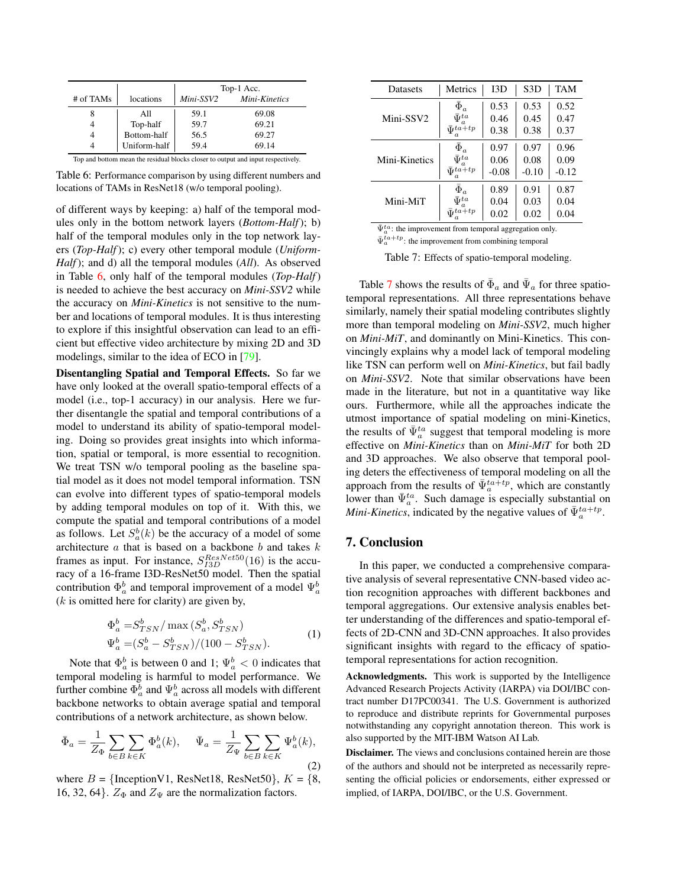| # of TAMs | locations | Top-1 Acc. | |
|---|---|---|---|
| | | *Mini-SSV2* | *Mini-Kinetics* |
| 8 | All | 59.1 | 69.08 |
| 4 | Top-half | 59.7 | 69.21 |
| 4 | Bottom-half | 56.5 | 69.27 |
| 4 | Uniform-half | 59.4 | 69.14 |

Top and bottom mean the residual blocks closer to output and input respectively.

Table 6: Performance comparison by using different numbers and locations of TAMs in ResNet18 (w/o temporal pooling).

of different ways by keeping: a) half of the temporal modules only in the bottom network layers (***Bottom-Half***); b) half of the temporal modules only in the top network layers (***Top-Half***); c) every other temporal module (***Uniform-Half***); and d) all the temporal modules (***All***). As observed in Table 6, only half of the temporal modules (***Top-Half***) is needed to achieve the best accuracy on ***Mini-SSV2*** while the accuracy on ***Mini-Kinetics*** is not sensitive to the number and locations of temporal modules. It is thus interesting to explore if this insightful observation can lead to an efficient but effective video architecture by mixing 2D and 3D modelings, similar to the idea of ECO in [79].

**Disentangling Spatial and Temporal Effects.** So far we have only looked at the overall spatio-temporal effects of a model (i.e., top-1 accuracy) in our analysis. Here we further disentangle the spatial and temporal contributions of a model to understand its ability of spatio-temporal modeling. Doing so provides great insights into which information, spatial or temporal, is more essential to recognition. We treat TSN w/o temporal pooling as the baseline spatial model as it does not model temporal information. TSN can evolve into different types of spatio-temporal models by adding temporal modules on top of it. With this, we compute the spatial and temporal contributions of a model as follows. Let $S_a^b(k)$ be the accuracy of a model of some architecture $a$ that is based on a backbone $b$ and takes $k$ frames as input. For instance, $S_{I3D}^{ResNet50}(16)$ is the accuracy of a 16-frame I3D-ResNet50 model. Then the spatial contribution $\Phi_a^b$ and temporal improvement of a model $\Psi_a^b$ ($k$ is omitted here for clarity) are given by,

$$
\begin{aligned}
\Phi_a^b &= S_{TSN}^b / \max(S_a^b, S_{TSN}^b) \\
\Psi_a^b &= (S_a^b - S_{TSN}^b)/(100 - S_{TSN}^b).
\end{aligned} \tag{1}
$$

Note that $\Phi_a^b$ is between 0 and 1; $\Psi_a^b < 0$ indicates that temporal modeling is harmful to model performance. We further combine $\Phi_a^b$ and $\Psi_a^b$ across all models with different backbone networks to obtain average spatial and temporal contributions of a network architecture, as shown below.

$$
\bar{\Phi}_a = \frac{1}{Z_\Phi} \sum_{b \in B} \sum_{k \in K} \Phi_a^b(k), \quad \bar{\Psi}_a = \frac{1}{Z_\Psi} \sum_{b \in B} \sum_{k \in K} \Psi_a^b(k), \tag{2}
$$

where $B$ = {InceptionV1, ResNet18, ResNet50}, $K$ = {8, 16, 32, 64}. $Z_\Phi$ and $Z_\Psi$ are the normalization factors.

| Datasets | Metrics | I3D | S3D | TAM |
|---|---|---|---|---|
| Mini-SSV2 | $\bar{\Phi}_a$ | 0.53 | 0.53 | 0.52 |
| | $\bar{\Psi}_a^{ta}$ | 0.46 | 0.45 | 0.47 |
| | $\bar{\Psi}_a^{ta+tp}$ | 0.38 | 0.38 | 0.37 |
| Mini-Kinetics | $\bar{\Phi}_a$ | 0.97 | 0.97 | 0.96 |
| | $\bar{\Psi}_a^{ta}$ | 0.06 | 0.08 | 0.09 |
| | $\bar{\Psi}_a^{ta+tp}$ | -0.08 | -0.10 | -0.12 |
| Mini-MiT | $\bar{\Phi}_a$ | 0.89 | 0.91 | 0.87 |
| | $\bar{\Psi}_a^{ta}$ | 0.04 | 0.03 | 0.04 |
| | $\bar{\Psi}_a^{ta+tp}$ | 0.02 | 0.02 | 0.04 |

$\bar{\Psi}_a^{ta}$: the improvement from temporal aggregation only.
$\bar{\Psi}_a^{ta+tp}$: the improvement from combining temporal

Table 7: Effects of spatio-temporal modeling.

Table 7 shows the results of $\bar{\Phi}_a$ and $\bar{\Psi}_a$ for three spatio-temporal representations. All three representations behave similarly, namely their spatial modeling contributes slightly more than temporal modeling on ***Mini-SSV2***, much higher on ***Mini-MiT***, and dominantly on Mini-Kinetics. This convincingly explains why a model lack of temporal modeling like TSN can perform well on ***Mini-Kinetics***, but fail badly on ***Mini-SSV2***. Note that similar observations have been made in the literature, but not in a quantitative way like ours. Furthermore, while all the approaches indicate the utmost importance of spatial modeling on mini-Kinetics, the results of $\bar{\Psi}_a^{ta}$ suggest that temporal modeling is more effective on ***Mini-Kinetics*** than on ***Mini-MiT*** for both 2D and 3D approaches. We also observe that temporal pooling deters the effectiveness of temporal modeling on all the approach from the results of $\bar{\Psi}_a^{ta+tp}$, which are constantly lower than $\bar{\Psi}_a^{ta}$. Such damage is especially substantial on ***Mini-Kinetics***, indicated by the negative values of $\bar{\Psi}_a^{ta+tp}$.

## 7. Conclusion

In this paper, we conducted a comprehensive comparative analysis of several representative CNN-based video action recognition approaches with different backbones and temporal aggregations. Our extensive analysis enables better understanding of the differences and spatio-temporal effects of 2D-CNN and 3D-CNN approaches. It also provides significant insights with regard to the efficacy of spatio-temporal representations for action recognition.

**Acknowledgments.** This work is supported by the Intelligence Advanced Research Projects Activity (IARPA) via DOI/IBC contract number D17PC00341. The U.S. Government is authorized to reproduce and distribute reprints for Governmental purposes notwithstanding any copyright annotation thereon. This work is also supported by the MIT-IBM Watson AI Lab.

**Disclaimer.** The views and conclusions contained herein are those of the authors and should not be interpreted as necessarily representing the official policies or endorsements, either expressed or implied, of IARPA, DOI/IBC, or the U.S. Government.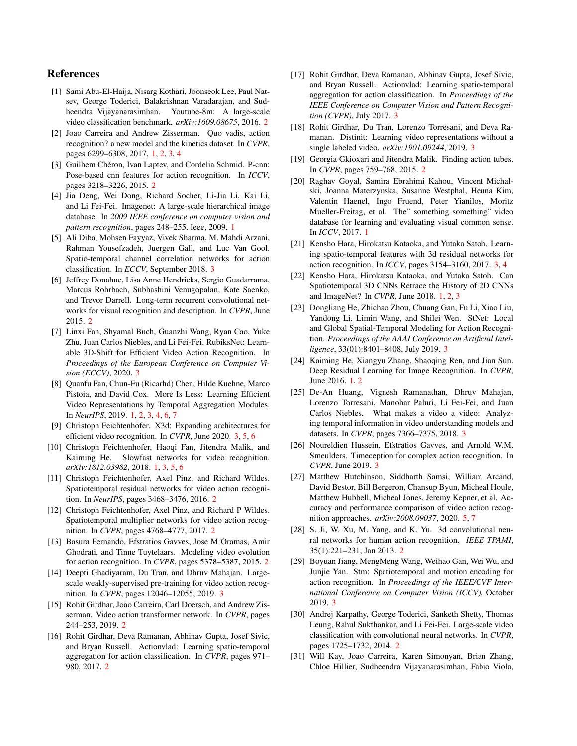# References

[1] Sami Abu-El-Haija, Nisarg Kothari, Joonseok Lee, Paul Natsev, George Toderici, Balakrishnan Varadarajan, and Sudheendra Vijayanarasimhan. Youtube-8m: A large-scale video classification benchmark. *arXiv:1609.08675*, 2016. 2

[2] Joao Carreira and Andrew Zisserman. Quo vadis, action recognition? a new model and the kinetics dataset. In *CVPR*, pages 6299–6308, 2017. 1, 2, 3, 4

[3] Guilhem Chéron, Ivan Laptev, and Cordelia Schmid. P-cnn: Pose-based cnn features for action recognition. In *ICCV*, pages 3218–3226, 2015. 2

[4] Jia Deng, Wei Dong, Richard Socher, Li-Jia Li, Kai Li, and Li Fei-Fei. Imagenet: A large-scale hierarchical image database. In *2009 IEEE conference on computer vision and pattern recognition*, pages 248–255. Ieee, 2009. 1

[5] Ali Diba, Mohsen Fayyaz, Vivek Sharma, M. Mahdi Arzani, Rahman Yousefzadeh, Juergen Gall, and Luc Van Gool. Spatio-temporal channel correlation networks for action classification. In *ECCV*, September 2018. 3

[6] Jeffrey Donahue, Lisa Anne Hendricks, Sergio Guadarrama, Marcus Rohrbach, Subhashini Venugopalan, Kate Saenko, and Trevor Darrell. Long-term recurrent convolutional networks for visual recognition and description. In *CVPR*, June 2015. 2

[7] Linxi Fan, Shyamal Buch, Guanzhi Wang, Ryan Cao, Yuke Zhu, Juan Carlos Niebles, and Li Fei-Fei. RubiksNet: Learnable 3D-Shift for Efficient Video Action Recognition. In *Proceedings of the European Conference on Computer Vision (ECCV)*, 2020. 3

[8] Quanfu Fan, Chun-Fu (Ricarhd) Chen, Hilde Kuehne, Marco Pistoia, and David Cox. More Is Less: Learning Efficient Video Representations by Temporal Aggregation Modules. In *NeurIPS*, 2019. 1, 2, 3, 4, 6, 7

[9] Christoph Feichtenhofer. X3d: Expanding architectures for efficient video recognition. In *CVPR*, June 2020. 3, 5, 6

[10] Christoph Feichtenhofer, Haoqi Fan, Jitendra Malik, and Kaiming He. Slowfast networks for video recognition. *arXiv:1812.03982*, 2018. 1, 3, 5, 6

[11] Christoph Feichtenhofer, Axel Pinz, and Richard Wildes. Spatiotemporal residual networks for video action recognition. In *NeurIPS*, pages 3468–3476, 2016. 2

[12] Christoph Feichtenhofer, Axel Pinz, and Richard P Wildes. Spatiotemporal multiplier networks for video action recognition. In *CVPR*, pages 4768–4777, 2017. 2

[13] Basura Fernando, Efstratios Gavves, Jose M Oramas, Amir Ghodrati, and Tinne Tuytelaars. Modeling video evolution for action recognition. In *CVPR*, pages 5378–5387, 2015. 2

[14] Deepti Ghadiyaram, Du Tran, and Dhruv Mahajan. Large-scale weakly-supervised pre-training for video action recognition. In *CVPR*, pages 12046–12055, 2019. 3

[15] Rohit Girdhar, Joao Carreira, Carl Doersch, and Andrew Zisserman. Video action transformer network. In *CVPR*, pages 244–253, 2019. 2

[16] Rohit Girdhar, Deva Ramanan, Abhinav Gupta, Josef Sivic, and Bryan Russell. Actionvlad: Learning spatio-temporal aggregation for action classification. In *CVPR*, pages 971–980, 2017. 2

[17] Rohit Girdhar, Deva Ramanan, Abhinav Gupta, Josef Sivic, and Bryan Russell. Actionvlad: Learning spatio-temporal aggregation for action classification. In *Proceedings of the IEEE Conference on Computer Vision and Pattern Recognition (CVPR)*, July 2017. 3

[18] Rohit Girdhar, Du Tran, Lorenzo Torresani, and Deva Ramanan. Distinit: Learning video representations without a single labeled video. *arXiv:1901.09244*, 2019. 3

[19] Georgia Gkioxari and Jitendra Malik. Finding action tubes. In *CVPR*, pages 759–768, 2015. 2

[20] Raghav Goyal, Samira Ebrahimi Kahou, Vincent Michalski, Joanna Materzynska, Susanne Westphal, Heuna Kim, Valentin Haenel, Ingo Fruend, Peter Yianilos, Moritz Mueller-Freitag, et al. The" something something" video database for learning and evaluating visual common sense. In *ICCV*, 2017. 1

[21] Kensho Hara, Hirokatsu Kataoka, and Yutaka Satoh. Learning spatio-temporal features with 3d residual networks for action recognition. In *ICCV*, pages 3154–3160, 2017. 3, 4

[22] Kensho Hara, Hirokatsu Kataoka, and Yutaka Satoh. Can Spatiotemporal 3D CNNs Retrace the History of 2D CNNs and ImageNet? In *CVPR*, June 2018. 1, 2, 3

[23] Dongliang He, Zhichao Zhou, Chuang Gan, Fu Li, Xiao Liu, Yandong Li, Limin Wang, and Shilei Wen. StNet: Local and Global Spatial-Temporal Modeling for Action Recognition. *Proceedings of the AAAI Conference on Artificial Intelligence*, 33(01):8401–8408, July 2019. 3

[24] Kaiming He, Xiangyu Zhang, Shaoqing Ren, and Jian Sun. Deep Residual Learning for Image Recognition. In *CVPR*, June 2016. 1, 2

[25] De-An Huang, Vignesh Ramanathan, Dhruv Mahajan, Lorenzo Torresani, Manohar Paluri, Li Fei-Fei, and Juan Carlos Niebles. What makes a video a video: Analyzing temporal information in video understanding models and datasets. In *CVPR*, pages 7366–7375, 2018. 3

[26] Noureldien Hussein, Efstratios Gavves, and Arnold W.M. Smeulders. Timeception for complex action recognition. In *CVPR*, June 2019. 3

[27] Matthew Hutchinson, Siddharth Samsi, William Arcand, David Bestor, Bill Bergeron, Chansup Byun, Micheal Houle, Matthew Hubbell, Micheal Jones, Jeremy Kepner, et al. Accuracy and performance comparison of video action recognition approaches. *arXiv:2008.09037*, 2020. 5, 7

[28] S. Ji, W. Xu, M. Yang, and K. Yu. 3d convolutional neural networks for human action recognition. *IEEE TPAMI*, 35(1):221–231, Jan 2013. 2

[29] Boyuan Jiang, MengMeng Wang, Weihao Gan, Wei Wu, and Junjie Yan. Stm: Spatiotemporal and motion encoding for action recognition. In *Proceedings of the IEEE/CVF International Conference on Computer Vision (ICCV)*, October 2019. 3

[30] Andrej Karpathy, George Toderici, Sanketh Shetty, Thomas Leung, Rahul Sukthankar, and Li Fei-Fei. Large-scale video classification with convolutional neural networks. In *CVPR*, pages 1725–1732, 2014. 2

[31] Will Kay, Joao Carreira, Karen Simonyan, Brian Zhang, Chloe Hillier, Sudheendra Vijayanarasimhan, Fabio Viola,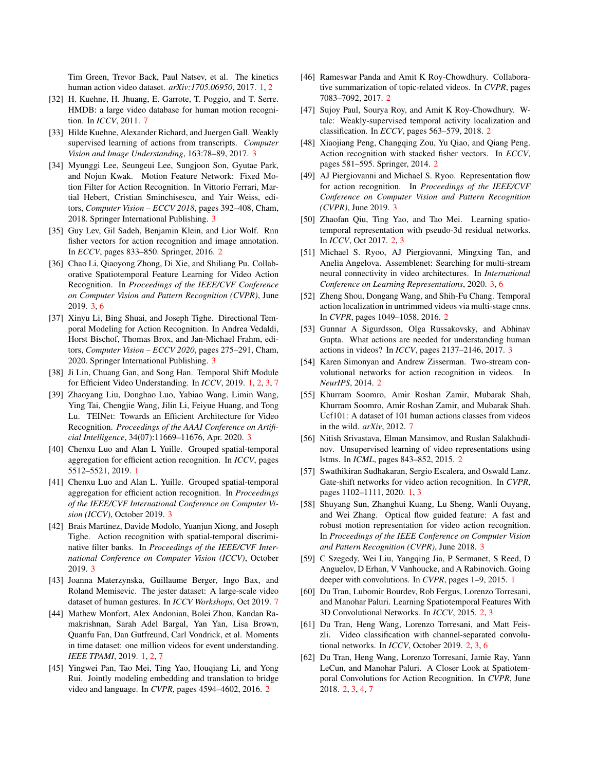Tim Green, Trevor Back, Paul Natsev, et al. The kinetics human action video dataset. *arXiv:1705.06950*, 2017. 1, 2

[32] H. Kuehne, H. Jhuang, E. Garrote, T. Poggio, and T. Serre. HMDB: a large video database for human motion recognition. In *ICCV*, 2011. 7

[33] Hilde Kuehne, Alexander Richard, and Juergen Gall. Weakly supervised learning of actions from transcripts. *Computer Vision and Image Understanding*, 163:78–89, 2017. 3

[34] Myunggi Lee, Seungeui Lee, Sungjoon Son, Gyutae Park, and Nojun Kwak. Motion Feature Network: Fixed Motion Filter for Action Recognition. In Vittorio Ferrari, Martial Hebert, Cristian Sminchisescu, and Yair Weiss, editors, *Computer Vision – ECCV 2018*, pages 392–408, Cham, 2018. Springer International Publishing. 3

[35] Guy Lev, Gil Sadeh, Benjamin Klein, and Lior Wolf. Rnn fisher vectors for action recognition and image annotation. In *ECCV*, pages 833–850. Springer, 2016. 2

[36] Chao Li, Qiaoyong Zhong, Di Xie, and Shiliang Pu. Collaborative Spatiotemporal Feature Learning for Video Action Recognition. In *Proceedings of the IEEE/CVF Conference on Computer Vision and Pattern Recognition (CVPR)*, June 2019. 3, 6

[37] Xinyu Li, Bing Shuai, and Joseph Tighe. Directional Temporal Modeling for Action Recognition. In Andrea Vedaldi, Horst Bischof, Thomas Brox, and Jan-Michael Frahm, editors, *Computer Vision – ECCV 2020*, pages 275–291, Cham, 2020. Springer International Publishing. 3

[38] Ji Lin, Chuang Gan, and Song Han. Temporal Shift Module for Efficient Video Understanding. In *ICCV*, 2019. 1, 2, 3, 7

[39] Zhaoyang Liu, Donghao Luo, Yabiao Wang, Limin Wang, Ying Tai, Chengjie Wang, Jilin Li, Feiyue Huang, and Tong Lu. TEINet: Towards an Efficient Architecture for Video Recognition. *Proceedings of the AAAI Conference on Artificial Intelligence*, 34(07):11669–11676, Apr. 2020. 3

[40] Chenxu Luo and Alan L Yuille. Grouped spatial-temporal aggregation for efficient action recognition. In *ICCV*, pages 5512–5521, 2019. 1

[41] Chenxu Luo and Alan L. Yuille. Grouped spatial-temporal aggregation for efficient action recognition. In *Proceedings of the IEEE/CVF International Conference on Computer Vision (ICCV)*, October 2019. 3

[42] Brais Martinez, Davide Modolo, Yuanjun Xiong, and Joseph Tighe. Action recognition with spatial-temporal discriminative filter banks. In *Proceedings of the IEEE/CVF International Conference on Computer Vision (ICCV)*, October 2019. 3

[43] Joanna Materzynska, Guillaume Berger, Ingo Bax, and Roland Memisevic. The jester dataset: A large-scale video dataset of human gestures. In *ICCV Workshops*, Oct 2019. 7

[44] Mathew Monfort, Alex Andonian, Bolei Zhou, Kandan Ramakrishnan, Sarah Adel Bargal, Yan Yan, Lisa Brown, Quanfu Fan, Dan Gutfreund, Carl Vondrick, et al. Moments in time dataset: one million videos for event understanding. *IEEE TPAMI*, 2019. 1, 2, 7

[45] Yingwei Pan, Tao Mei, Ting Yao, Houqiang Li, and Yong Rui. Jointly modeling embedding and translation to bridge video and language. In *CVPR*, pages 4594–4602, 2016. 2

[46] Rameswar Panda and Amit K Roy-Chowdhury. Collaborative summarization of topic-related videos. In *CVPR*, pages 7083–7092, 2017. 2

[47] Sujoy Paul, Sourya Roy, and Amit K Roy-Chowdhury. W-talc: Weakly-supervised temporal activity localization and classification. In *ECCV*, pages 563–579, 2018. 2

[48] Xiaojiang Peng, Changqing Zou, Yu Qiao, and Qiang Peng. Action recognition with stacked fisher vectors. In *ECCV*, pages 581–595. Springer, 2014. 2

[49] AJ Piergiovanni and Michael S. Ryoo. Representation flow for action recognition. In *Proceedings of the IEEE/CVF Conference on Computer Vision and Pattern Recognition (CVPR)*, June 2019. 3

[50] Zhaofan Qiu, Ting Yao, and Tao Mei. Learning spatio-temporal representation with pseudo-3d residual networks. In *ICCV*, Oct 2017. 2, 3

[51] Michael S. Ryoo, AJ Piergiovanni, Mingxing Tan, and Anelia Angelova. Assemblenet: Searching for multi-stream neural connectivity in video architectures. In *International Conference on Learning Representations*, 2020. 3, 6

[52] Zheng Shou, Dongang Wang, and Shih-Fu Chang. Temporal action localization in untrimmed videos via multi-stage cnns. In *CVPR*, pages 1049–1058, 2016. 2

[53] Gunnar A Sigurdsson, Olga Russakovsky, and Abhinav Gupta. What actions are needed for understanding human actions in videos? In *ICCV*, pages 2137–2146, 2017. 3

[54] Karen Simonyan and Andrew Zisserman. Two-stream convolutional networks for action recognition in videos. In *NeurIPS*, 2014. 2

[55] Khurram Soomro, Amir Roshan Zamir, Mubarak Shah, Khurram Soomro, Amir Roshan Zamir, and Mubarak Shah. Ucf101: A dataset of 101 human actions classes from videos in the wild. *arXiv*, 2012. 7

[56] Nitish Srivastava, Elman Mansimov, and Ruslan Salakhudinov. Unsupervised learning of video representations using lstms. In *ICML*, pages 843–852, 2015. 2

[57] Swathikiran Sudhakaran, Sergio Escalera, and Oswald Lanz. Gate-shift networks for video action recognition. In *CVPR*, pages 1102–1111, 2020. 1, 3

[58] Shuyang Sun, Zhanghui Kuang, Lu Sheng, Wanli Ouyang, and Wei Zhang. Optical flow guided feature: A fast and robust motion representation for video action recognition. In *Proceedings of the IEEE Conference on Computer Vision and Pattern Recognition (CVPR)*, June 2018. 3

[59] C Szegedy, Wei Liu, Yangqing Jia, P Sermanet, S Reed, D Anguelov, D Erhan, V Vanhoucke, and A Rabinovich. Going deeper with convolutions. In *CVPR*, pages 1–9, 2015. 1

[60] Du Tran, Lubomir Bourdev, Rob Fergus, Lorenzo Torresani, and Manohar Paluri. Learning Spatiotemporal Features With 3D Convolutional Networks. In *ICCV*, 2015. 2, 3

[61] Du Tran, Heng Wang, Lorenzo Torresani, and Matt Feiszli. Video classification with channel-separated convolutional networks. In *ICCV*, October 2019. 2, 3, 6

[62] Du Tran, Heng Wang, Lorenzo Torresani, Jamie Ray, Yann LeCun, and Manohar Paluri. A Closer Look at Spatiotemporal Convolutions for Action Recognition. In *CVPR*, June 2018. 2, 3, 4, 7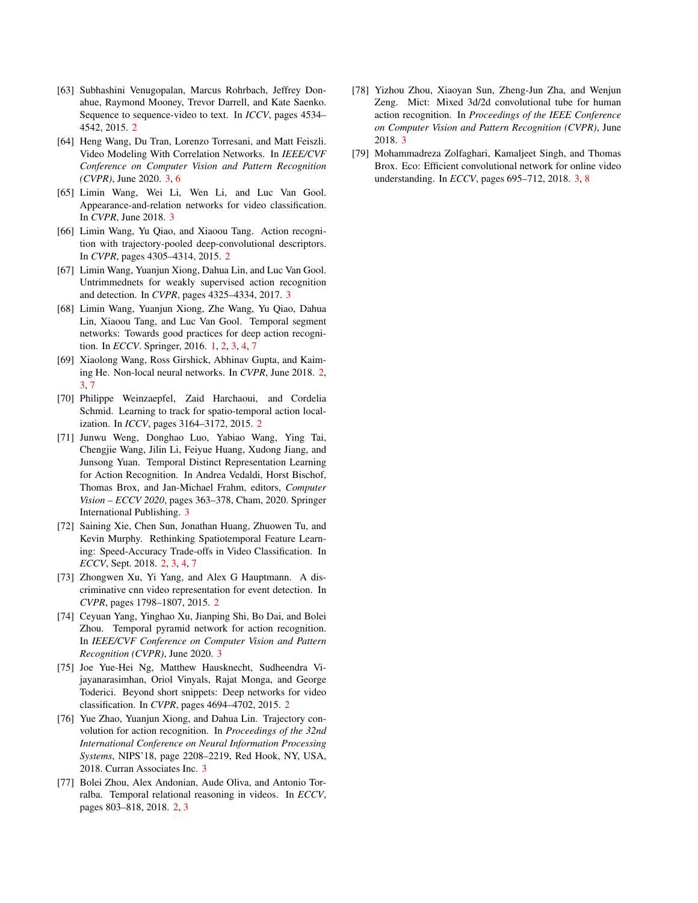[63] Subhashini Venugopalan, Marcus Rohrbach, Jeffrey Donahue, Raymond Mooney, Trevor Darrell, and Kate Saenko. Sequence to sequence-video to text. In *ICCV*, pages 4534–4542, 2015. 2

[64] Heng Wang, Du Tran, Lorenzo Torresani, and Matt Feiszli. Video Modeling With Correlation Networks. In *IEEE/CVF Conference on Computer Vision and Pattern Recognition (CVPR)*, June 2020. 3, 6

[65] Limin Wang, Wei Li, Wen Li, and Luc Van Gool. Appearance-and-relation networks for video classification. In *CVPR*, June 2018. 3

[66] Limin Wang, Yu Qiao, and Xiaoou Tang. Action recognition with trajectory-pooled deep-convolutional descriptors. In *CVPR*, pages 4305–4314, 2015. 2

[67] Limin Wang, Yuanjun Xiong, Dahua Lin, and Luc Van Gool. Untrimmednets for weakly supervised action recognition and detection. In *CVPR*, pages 4325–4334, 2017. 3

[68] Limin Wang, Yuanjun Xiong, Zhe Wang, Yu Qiao, Dahua Lin, Xiaoou Tang, and Luc Van Gool. Temporal segment networks: Towards good practices for deep action recognition. In *ECCV*. Springer, 2016. 1, 2, 3, 4, 7

[69] Xiaolong Wang, Ross Girshick, Abhinav Gupta, and Kaiming He. Non-local neural networks. In *CVPR*, June 2018. 2, 3, 7

[70] Philippe Weinzaepfel, Zaid Harchaoui, and Cordelia Schmid. Learning to track for spatio-temporal action localization. In *ICCV*, pages 3164–3172, 2015. 2

[71] Junwu Weng, Donghao Luo, Yabiao Wang, Ying Tai, Chengjie Wang, Jilin Li, Feiyue Huang, Xudong Jiang, and Junsong Yuan. Temporal Distinct Representation Learning for Action Recognition. In Andrea Vedaldi, Horst Bischof, Thomas Brox, and Jan-Michael Frahm, editors, *Computer Vision – ECCV 2020*, pages 363–378, Cham, 2020. Springer International Publishing. 3

[72] Saining Xie, Chen Sun, Jonathan Huang, Zhuowen Tu, and Kevin Murphy. Rethinking Spatiotemporal Feature Learning: Speed-Accuracy Trade-offs in Video Classification. In *ECCV*, Sept. 2018. 2, 3, 4, 7

[73] Zhongwen Xu, Yi Yang, and Alex G Hauptmann. A discriminative cnn video representation for event detection. In *CVPR*, pages 1798–1807, 2015. 2

[74] Ceyuan Yang, Yinghao Xu, Jianping Shi, Bo Dai, and Bolei Zhou. Temporal pyramid network for action recognition. In *IEEE/CVF Conference on Computer Vision and Pattern Recognition (CVPR)*, June 2020. 3

[75] Joe Yue-Hei Ng, Matthew Hausknecht, Sudheendra Vijayanarasimhan, Oriol Vinyals, Rajat Monga, and George Toderici. Beyond short snippets: Deep networks for video classification. In *CVPR*, pages 4694–4702, 2015. 2

[76] Yue Zhao, Yuanjun Xiong, and Dahua Lin. Trajectory convolution for action recognition. In *Proceedings of the 32nd International Conference on Neural Information Processing Systems*, NIPS'18, page 2208–2219, Red Hook, NY, USA, 2018. Curran Associates Inc. 3

[77] Bolei Zhou, Alex Andonian, Aude Oliva, and Antonio Torralba. Temporal relational reasoning in videos. In *ECCV*, pages 803–818, 2018. 2, 3

[78] Yizhou Zhou, Xiaoyan Sun, Zheng-Jun Zha, and Wenjun Zeng. Mict: Mixed 3d/2d convolutional tube for human action recognition. In *Proceedings of the IEEE Conference on Computer Vision and Pattern Recognition (CVPR)*, June 2018. 3

[79] Mohammadreza Zolfaghari, Kamaljeet Singh, and Thomas Brox. Eco: Efficient convolutional network for online video understanding. In *ECCV*, pages 695–712, 2018. 3, 8